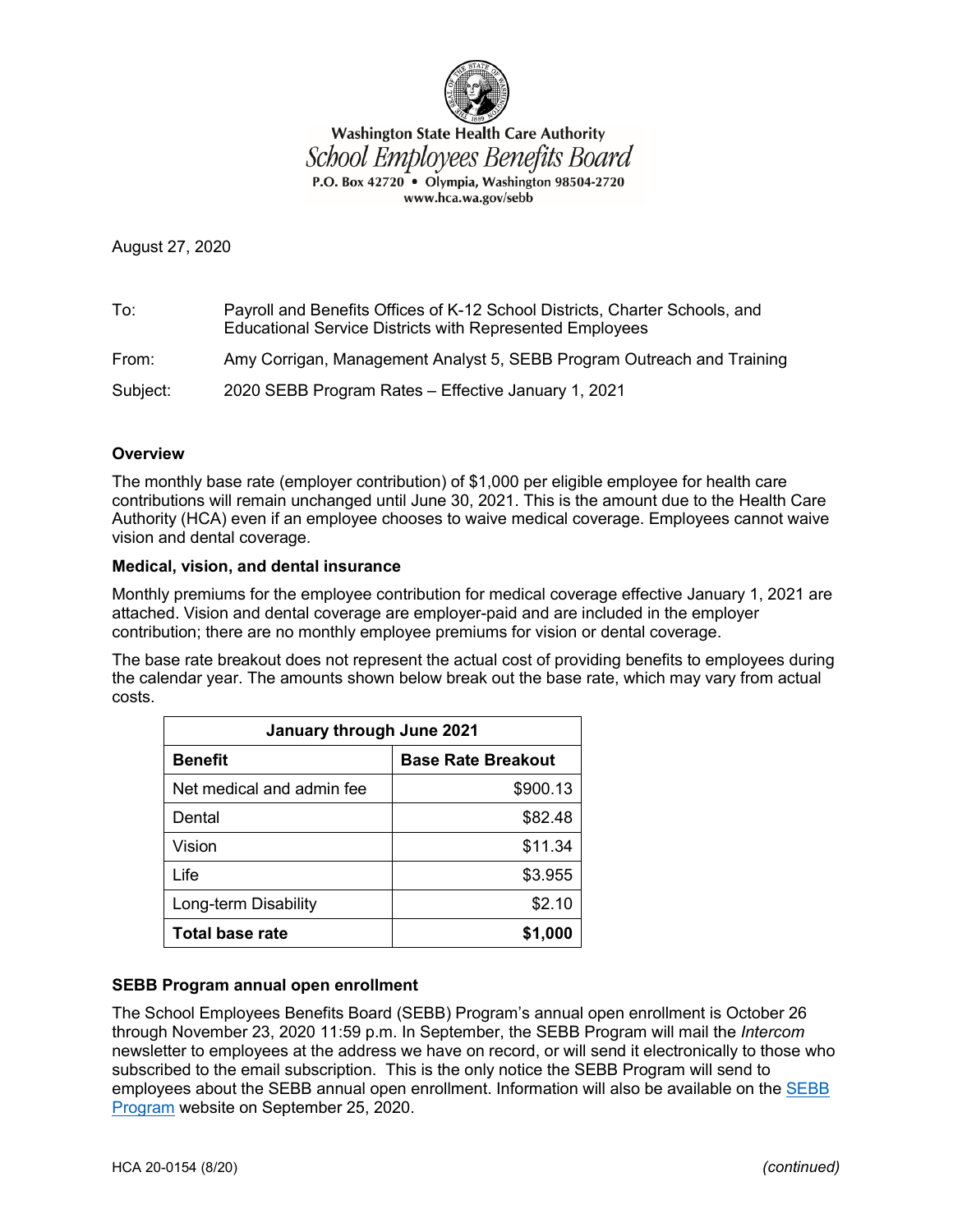Washington State Health Care Authority
*School Employees Benefits Board*
P.O. Box 42720 • Olympia, Washington 98504-2720
www.hca.wa.gov/sebb

August 27, 2020

To: Payroll and Benefits Offices of K-12 School Districts, Charter Schools, and Educational Service Districts with Represented Employees

From: Amy Corrigan, Management Analyst 5, SEBB Program Outreach and Training

Subject: 2020 SEBB Program Rates – Effective January 1, 2021

**Overview**

The monthly base rate (employer contribution) of $1,000 per eligible employee for health care contributions will remain unchanged until June 30, 2021. This is the amount due to the Health Care Authority (HCA) even if an employee chooses to waive medical coverage. Employees cannot waive vision and dental coverage.

**Medical, vision, and dental insurance**

Monthly premiums for the employee contribution for medical coverage effective January 1, 2021 are attached. Vision and dental coverage are employer-paid and are included in the employer contribution; there are no monthly employee premiums for vision or dental coverage.

The base rate breakout does not represent the actual cost of providing benefits to employees during the calendar year. The amounts shown below break out the base rate, which may vary from actual costs.

| January through June 2021 | |
|---|---|
| **Benefit** | **Base Rate Breakout** |
| Net medical and admin fee | $900.13 |
| Dental | $82.48 |
| Vision | $11.34 |
| Life | $3.955 |
| Long-term Disability | $2.10 |
| **Total base rate** | **$1,000** |

**SEBB Program annual open enrollment**

The School Employees Benefits Board (SEBB) Program's annual open enrollment is October 26 through November 23, 2020 11:59 p.m. In September, the SEBB Program will mail the *Intercom* newsletter to employees at the address we have on record, or will send it electronically to those who subscribed to the email subscription. This is the only notice the SEBB Program will send to employees about the SEBB annual open enrollment. Information will also be available on the SEBB Program website on September 25, 2020.

HCA 20-0154 (8/20)

*(continued)*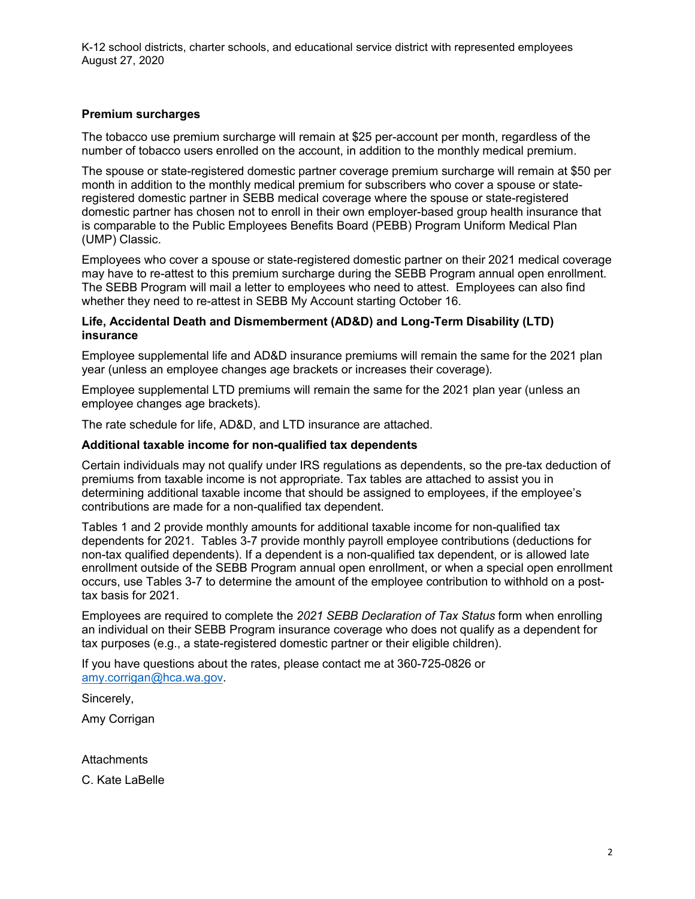## Premium surcharges

The tobacco use premium surcharge will remain at $25 per-account per month, regardless of the number of tobacco users enrolled on the account, in addition to the monthly medical premium.

The spouse or state-registered domestic partner coverage premium surcharge will remain at $50 per month in addition to the monthly medical premium for subscribers who cover a spouse or state-registered domestic partner in SEBB medical coverage where the spouse or state-registered domestic partner has chosen not to enroll in their own employer-based group health insurance that is comparable to the Public Employees Benefits Board (PEBB) Program Uniform Medical Plan (UMP) Classic.

Employees who cover a spouse or state-registered domestic partner on their 2021 medical coverage may have to re-attest to this premium surcharge during the SEBB Program annual open enrollment. The SEBB Program will mail a letter to employees who need to attest. Employees can also find whether they need to re-attest in SEBB My Account starting October 16.

## Life, Accidental Death and Dismemberment (AD&D) and Long-Term Disability (LTD) insurance

Employee supplemental life and AD&D insurance premiums will remain the same for the 2021 plan year (unless an employee changes age brackets or increases their coverage).

Employee supplemental LTD premiums will remain the same for the 2021 plan year (unless an employee changes age brackets).

The rate schedule for life, AD&D, and LTD insurance are attached.

## Additional taxable income for non-qualified tax dependents

Certain individuals may not qualify under IRS regulations as dependents, so the pre-tax deduction of premiums from taxable income is not appropriate. Tax tables are attached to assist you in determining additional taxable income that should be assigned to employees, if the employee's contributions are made for a non-qualified tax dependent.

Tables 1 and 2 provide monthly amounts for additional taxable income for non-qualified tax dependents for 2021. Tables 3-7 provide monthly payroll employee contributions (deductions for non-tax qualified dependents). If a dependent is a non-qualified tax dependent, or is allowed late enrollment outside of the SEBB Program annual open enrollment, or when a special open enrollment occurs, use Tables 3-7 to determine the amount of the employee contribution to withhold on a post-tax basis for 2021.

Employees are required to complete the *2021 SEBB Declaration of Tax Status* form when enrolling an individual on their SEBB Program insurance coverage who does not qualify as a dependent for tax purposes (e.g., a state-registered domestic partner or their eligible children).

If you have questions about the rates, please contact me at 360-725-0826 or [amy.corrigan@hca.wa.gov](mailto:amy.corrigan@hca.wa.gov).

Sincerely,

Amy Corrigan

Attachments

C. Kate LaBelle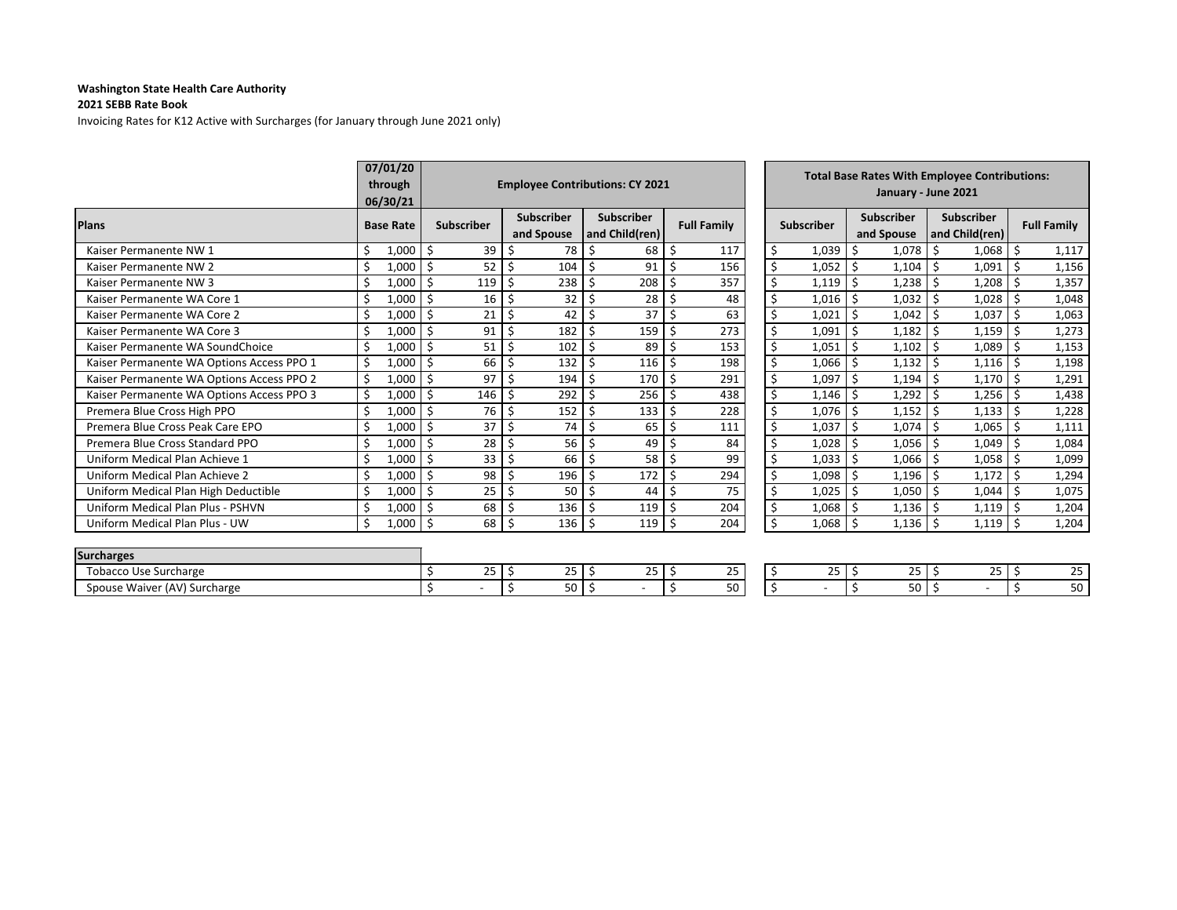**Washington State Health Care Authority**

**2021 SEBB Rate Book**

Invoicing Rates for K12 Active with Surcharges (for January through June 2021 only)

| | 07/01/20 through 06/30/21 | Employee Contributions: CY 2021 | | | | Total Base Rates With Employee Contributions: January - June 2021 | | | |
|---|---|---|---|---|---|---|---|---|---|
| **Plans** | **Base Rate** | **Subscriber** | **Subscriber and Spouse** | **Subscriber and Child(ren)** | **Full Family** | **Subscriber** | **Subscriber and Spouse** | **Subscriber and Child(ren)** | **Full Family** |
| Kaiser Permanente NW 1 | $ 1,000 | $ 39 | $ 78 | $ 68 | $ 117 | $ 1,039 | $ 1,078 | $ 1,068 | $ 1,117 |
| Kaiser Permanente NW 2 | $ 1,000 | $ 52 | $ 104 | $ 91 | $ 156 | $ 1,052 | $ 1,104 | $ 1,091 | $ 1,156 |
| Kaiser Permanente NW 3 | $ 1,000 | $ 119 | $ 238 | $ 208 | $ 357 | $ 1,119 | $ 1,238 | $ 1,208 | $ 1,357 |
| Kaiser Permanente WA Core 1 | $ 1,000 | $ 16 | $ 32 | $ 28 | $ 48 | $ 1,016 | $ 1,032 | $ 1,028 | $ 1,048 |
| Kaiser Permanente WA Core 2 | $ 1,000 | $ 21 | $ 42 | $ 37 | $ 63 | $ 1,021 | $ 1,042 | $ 1,037 | $ 1,063 |
| Kaiser Permanente WA Core 3 | $ 1,000 | $ 91 | $ 182 | $ 159 | $ 273 | $ 1,091 | $ 1,182 | $ 1,159 | $ 1,273 |
| Kaiser Permanente WA SoundChoice | $ 1,000 | $ 51 | $ 102 | $ 89 | $ 153 | $ 1,051 | $ 1,102 | $ 1,089 | $ 1,153 |
| Kaiser Permanente WA Options Access PPO 1 | $ 1,000 | $ 66 | $ 132 | $ 116 | $ 198 | $ 1,066 | $ 1,132 | $ 1,116 | $ 1,198 |
| Kaiser Permanente WA Options Access PPO 2 | $ 1,000 | $ 97 | $ 194 | $ 170 | $ 291 | $ 1,097 | $ 1,194 | $ 1,170 | $ 1,291 |
| Kaiser Permanente WA Options Access PPO 3 | $ 1,000 | $ 146 | $ 292 | $ 256 | $ 438 | $ 1,146 | $ 1,292 | $ 1,256 | $ 1,438 |
| Premera Blue Cross High PPO | $ 1,000 | $ 76 | $ 152 | $ 133 | $ 228 | $ 1,076 | $ 1,152 | $ 1,133 | $ 1,228 |
| Premera Blue Cross Peak Care EPO | $ 1,000 | $ 37 | $ 74 | $ 65 | $ 111 | $ 1,037 | $ 1,074 | $ 1,065 | $ 1,111 |
| Premera Blue Cross Standard PPO | $ 1,000 | $ 28 | $ 56 | $ 49 | $ 84 | $ 1,028 | $ 1,056 | $ 1,049 | $ 1,084 |
| Uniform Medical Plan Achieve 1 | $ 1,000 | $ 33 | $ 66 | $ 58 | $ 99 | $ 1,033 | $ 1,066 | $ 1,058 | $ 1,099 |
| Uniform Medical Plan Achieve 2 | $ 1,000 | $ 98 | $ 196 | $ 172 | $ 294 | $ 1,098 | $ 1,196 | $ 1,172 | $ 1,294 |
| Uniform Medical Plan High Deductible | $ 1,000 | $ 25 | $ 50 | $ 44 | $ 75 | $ 1,025 | $ 1,050 | $ 1,044 | $ 1,075 |
| Uniform Medical Plan Plus - PSHVN | $ 1,000 | $ 68 | $ 136 | $ 119 | $ 204 | $ 1,068 | $ 1,136 | $ 1,119 | $ 1,204 |
| Uniform Medical Plan Plus - UW | $ 1,000 | $ 68 | $ 136 | $ 119 | $ 204 | $ 1,068 | $ 1,136 | $ 1,119 | $ 1,204 |
| **Surcharges** | | | | | | | | | |
| Tobacco Use Surcharge | | $ 25 | $ 25 | $ 25 | $ 25 | $ 25 | $ 25 | $ 25 | $ 25 |
| Spouse Waiver (AV) Surcharge | | $ - | $ 50 | $ - | $ 50 | $ - | $ 50 | $ - | $ 50 |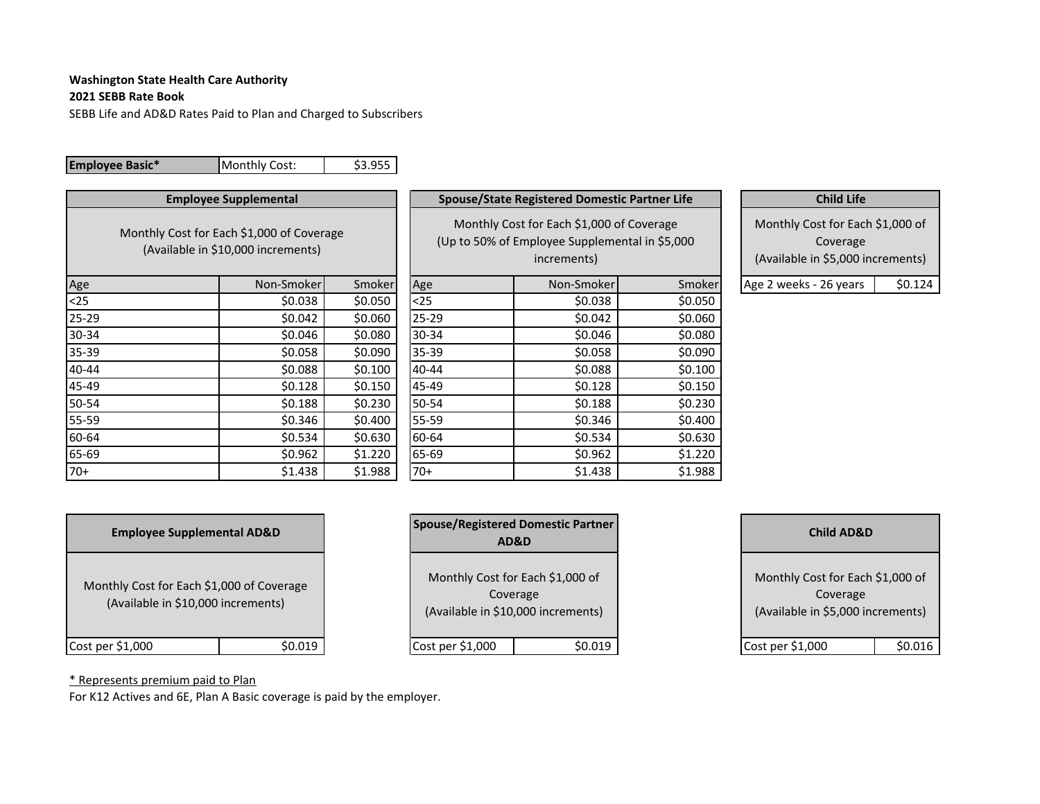**Washington State Health Care Authority**

**2021 SEBB Rate Book**

SEBB Life and AD&D Rates Paid to Plan and Charged to Subscribers

| **Employee Basic*** | Monthly Cost: | $3.955 |
|---|---|---|

| **Employee Supplemental** | | |
|---|---|---|
| Monthly Cost for Each $1,000 of Coverage (Available in $10,000 increments) | | |
| Age | Non-Smoker | Smoker |
| <25 | $0.038 | $0.050 |
| 25-29 | $0.042 | $0.060 |
| 30-34 | $0.046 | $0.080 |
| 35-39 | $0.058 | $0.090 |
| 40-44 | $0.088 | $0.100 |
| 45-49 | $0.128 | $0.150 |
| 50-54 | $0.188 | $0.230 |
| 55-59 | $0.346 | $0.400 |
| 60-64 | $0.534 | $0.630 |
| 65-69 | $0.962 | $1.220 |
| 70+ | $1.438 | $1.988 |

| **Spouse/State Registered Domestic Partner Life** | | |
|---|---|---|
| Monthly Cost for Each $1,000 of Coverage (Up to 50% of Employee Supplemental in $5,000 increments) | | |
| Age | Non-Smoker | Smoker |
| <25 | $0.038 | $0.050 |
| 25-29 | $0.042 | $0.060 |
| 30-34 | $0.046 | $0.080 |
| 35-39 | $0.058 | $0.090 |
| 40-44 | $0.088 | $0.100 |
| 45-49 | $0.128 | $0.150 |
| 50-54 | $0.188 | $0.230 |
| 55-59 | $0.346 | $0.400 |
| 60-64 | $0.534 | $0.630 |
| 65-69 | $0.962 | $1.220 |
| 70+ | $1.438 | $1.988 |

| **Child Life** | |
|---|---|
| Monthly Cost for Each $1,000 of Coverage (Available in $5,000 increments) | |
| Age 2 weeks - 26 years | $0.124 |

| **Employee Supplemental AD&D** | |
|---|---|
| Monthly Cost for Each $1,000 of Coverage (Available in $10,000 increments) | |
| Cost per $1,000 | $0.019 |

| **Spouse/Registered Domestic Partner AD&D** | |
|---|---|
| Monthly Cost for Each $1,000 of Coverage (Available in $10,000 increments) | |
| Cost per $1,000 | $0.019 |

| **Child AD&D** | |
|---|---|
| Monthly Cost for Each $1,000 of Coverage (Available in $5,000 increments) | |
| Cost per $1,000 | $0.016 |

* Represents premium paid to Plan

For K12 Actives and 6E, Plan A Basic coverage is paid by the employer.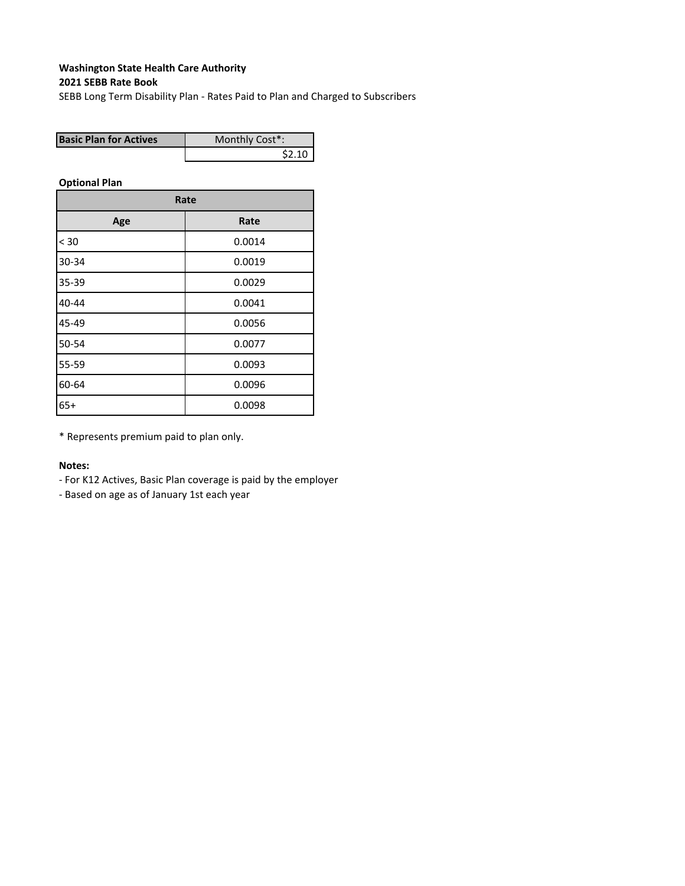**Washington State Health Care Authority**
**2021 SEBB Rate Book**
SEBB Long Term Disability Plan - Rates Paid to Plan and Charged to Subscribers

| Basic Plan for Actives | Monthly Cost*: |
|---|---|
| | $2.10 |

**Optional Plan**

| Rate | |
|---|---|
| **Age** | **Rate** |
| < 30 | 0.0014 |
| 30-34 | 0.0019 |
| 35-39 | 0.0029 |
| 40-44 | 0.0041 |
| 45-49 | 0.0056 |
| 50-54 | 0.0077 |
| 55-59 | 0.0093 |
| 60-64 | 0.0096 |
| 65+ | 0.0098 |

* Represents premium paid to plan only.

**Notes:**
- For K12 Actives, Basic Plan coverage is paid by the employer
- Based on age as of January 1st each year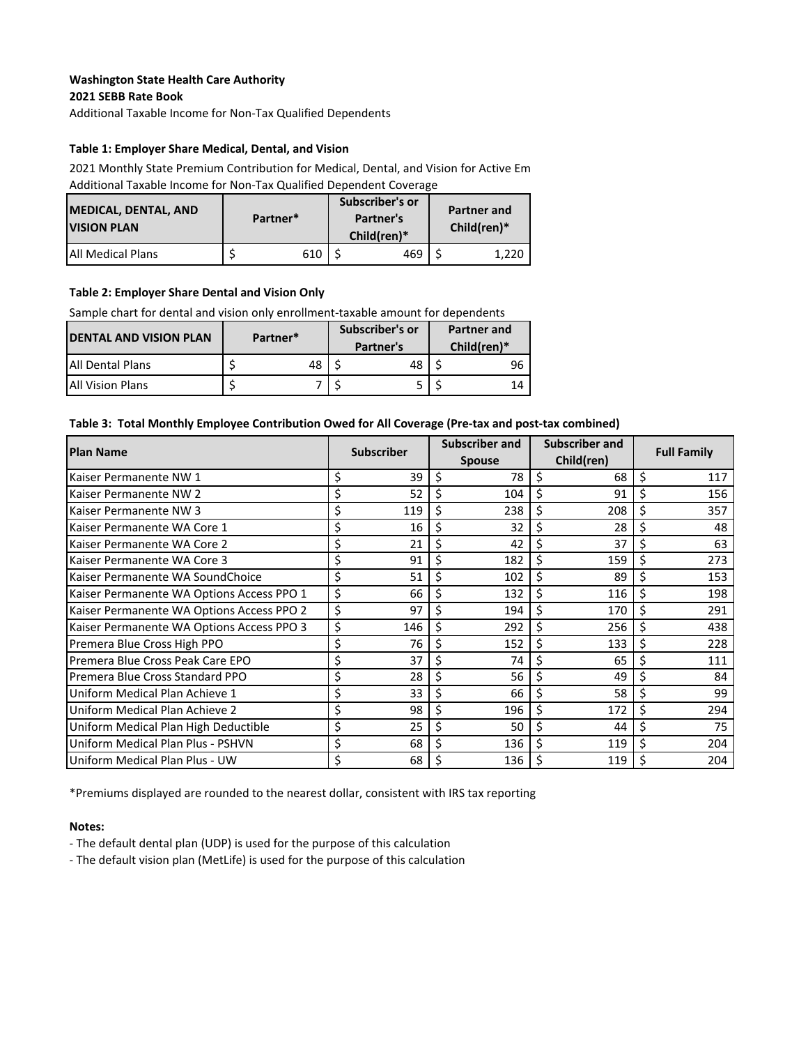**Washington State Health Care Authority**

**2021 SEBB Rate Book**

Additional Taxable Income for Non-Tax Qualified Dependents

**Table 1: Employer Share Medical, Dental, and Vision**

2021 Monthly State Premium Contribution for Medical, Dental, and Vision for Active Em

Additional Taxable Income for Non-Tax Qualified Dependent Coverage

| MEDICAL, DENTAL, AND VISION PLAN | Partner* | Subscriber's or Partner's Child(ren)* | Partner and Child(ren)* |
|---|---|---|---|
| All Medical Plans | $ 610 | $ 469 | $ 1,220 |

**Table 2: Employer Share Dental and Vision Only**

Sample chart for dental and vision only enrollment-taxable amount for dependents

| DENTAL AND VISION PLAN | Partner* | Subscriber's or Partner's | Partner and Child(ren)* |
|---|---|---|---|
| All Dental Plans | $ 48 | $ 48 | $ 96 |
| All Vision Plans | $ 7 | $ 5 | $ 14 |

**Table 3: Total Monthly Employee Contribution Owed for All Coverage (Pre-tax and post-tax combined)**

| Plan Name | Subscriber | Subscriber and Spouse | Subscriber and Child(ren) | Full Family |
|---|---|---|---|---|
| Kaiser Permanente NW 1 | $ 39 | $ 78 | $ 68 | $ 117 |
| Kaiser Permanente NW 2 | $ 52 | $ 104 | $ 91 | $ 156 |
| Kaiser Permanente NW 3 | $ 119 | $ 238 | $ 208 | $ 357 |
| Kaiser Permanente WA Core 1 | $ 16 | $ 32 | $ 28 | $ 48 |
| Kaiser Permanente WA Core 2 | $ 21 | $ 42 | $ 37 | $ 63 |
| Kaiser Permanente WA Core 3 | $ 91 | $ 182 | $ 159 | $ 273 |
| Kaiser Permanente WA SoundChoice | $ 51 | $ 102 | $ 89 | $ 153 |
| Kaiser Permanente WA Options Access PPO 1 | $ 66 | $ 132 | $ 116 | $ 198 |
| Kaiser Permanente WA Options Access PPO 2 | $ 97 | $ 194 | $ 170 | $ 291 |
| Kaiser Permanente WA Options Access PPO 3 | $ 146 | $ 292 | $ 256 | $ 438 |
| Premera Blue Cross High PPO | $ 76 | $ 152 | $ 133 | $ 228 |
| Premera Blue Cross Peak Care EPO | $ 37 | $ 74 | $ 65 | $ 111 |
| Premera Blue Cross Standard PPO | $ 28 | $ 56 | $ 49 | $ 84 |
| Uniform Medical Plan Achieve 1 | $ 33 | $ 66 | $ 58 | $ 99 |
| Uniform Medical Plan Achieve 2 | $ 98 | $ 196 | $ 172 | $ 294 |
| Uniform Medical Plan High Deductible | $ 25 | $ 50 | $ 44 | $ 75 |
| Uniform Medical Plan Plus - PSHVN | $ 68 | $ 136 | $ 119 | $ 204 |
| Uniform Medical Plan Plus - UW | $ 68 | $ 136 | $ 119 | $ 204 |

*Premiums displayed are rounded to the nearest dollar, consistent with IRS tax reporting

**Notes:**

- The default dental plan (UDP) is used for the purpose of this calculation
- The default vision plan (MetLife) is used for the purpose of this calculation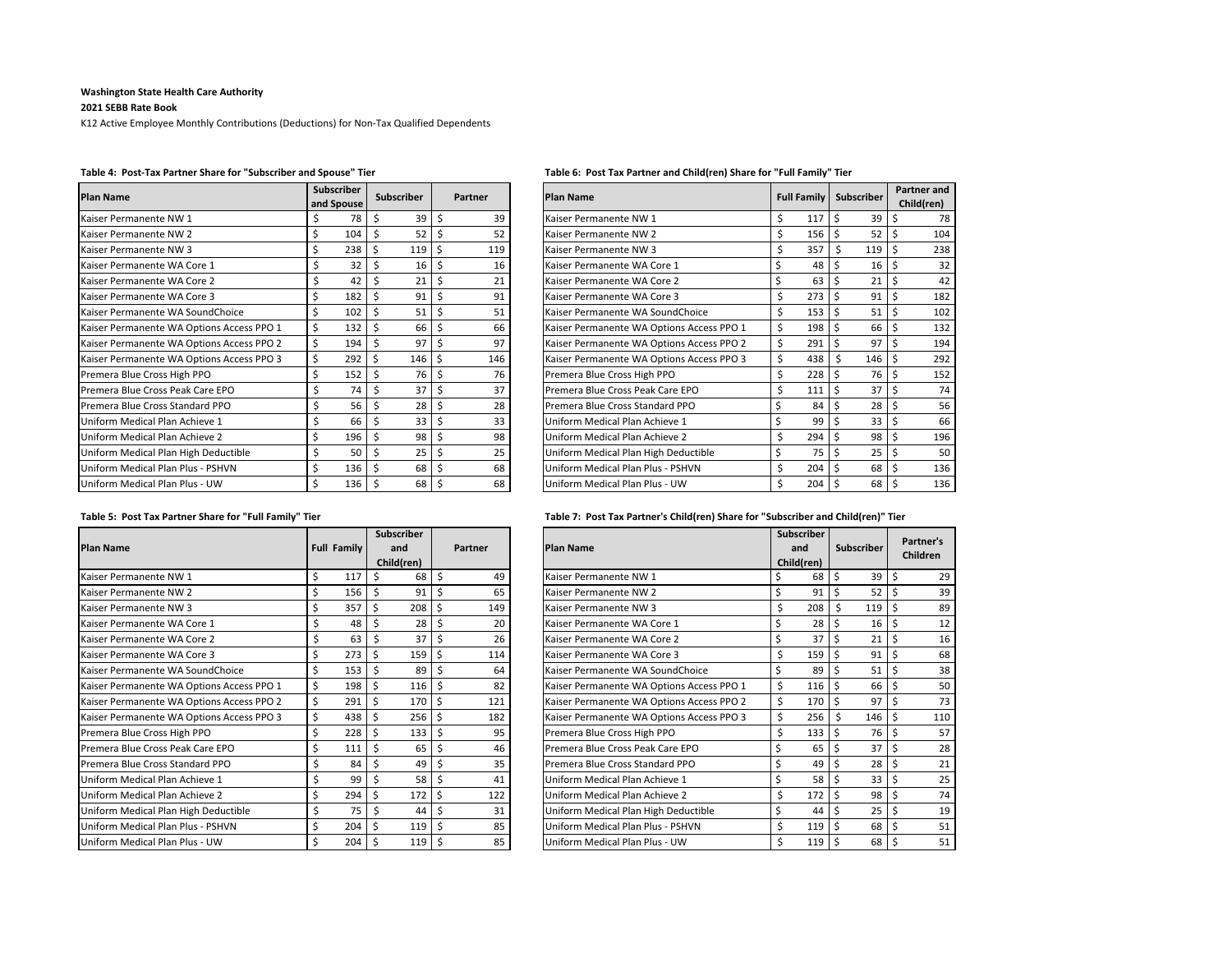**Washington State Health Care Authority**

**2021 SEBB Rate Book**

K12 Active Employee Monthly Contributions (Deductions) for Non-Tax Qualified Dependents

**Table 4: Post-Tax Partner Share for "Subscriber and Spouse" Tier**

| Plan Name | Subscriber and Spouse | Subscriber | Partner |
|---|---|---|---|
| Kaiser Permanente NW 1 | $ 78 | $ 39 | $ 39 |
| Kaiser Permanente NW 2 | $ 104 | $ 52 | $ 52 |
| Kaiser Permanente NW 3 | $ 238 | $ 119 | $ 119 |
| Kaiser Permanente WA Core 1 | $ 32 | $ 16 | $ 16 |
| Kaiser Permanente WA Core 2 | $ 42 | $ 21 | $ 21 |
| Kaiser Permanente WA Core 3 | $ 182 | $ 91 | $ 91 |
| Kaiser Permanente WA SoundChoice | $ 102 | $ 51 | $ 51 |
| Kaiser Permanente WA Options Access PPO 1 | $ 132 | $ 66 | $ 66 |
| Kaiser Permanente WA Options Access PPO 2 | $ 194 | $ 97 | $ 97 |
| Kaiser Permanente WA Options Access PPO 3 | $ 292 | $ 146 | $ 146 |
| Premera Blue Cross High PPO | $ 152 | $ 76 | $ 76 |
| Premera Blue Cross Peak Care EPO | $ 74 | $ 37 | $ 37 |
| Premera Blue Cross Standard PPO | $ 56 | $ 28 | $ 28 |
| Uniform Medical Plan Achieve 1 | $ 66 | $ 33 | $ 33 |
| Uniform Medical Plan Achieve 2 | $ 196 | $ 98 | $ 98 |
| Uniform Medical Plan High Deductible | $ 50 | $ 25 | $ 25 |
| Uniform Medical Plan Plus - PSHVN | $ 136 | $ 68 | $ 68 |
| Uniform Medical Plan Plus - UW | $ 136 | $ 68 | $ 68 |

**Table 5: Post Tax Partner Share for "Full Family" Tier**

| Plan Name | Full Family | Subscriber and Child(ren) | Partner |
|---|---|---|---|
| Kaiser Permanente NW 1 | $ 117 | $ 68 | $ 49 |
| Kaiser Permanente NW 2 | $ 156 | $ 91 | $ 65 |
| Kaiser Permanente NW 3 | $ 357 | $ 208 | $ 149 |
| Kaiser Permanente WA Core 1 | $ 48 | $ 28 | $ 20 |
| Kaiser Permanente WA Core 2 | $ 63 | $ 37 | $ 26 |
| Kaiser Permanente WA Core 3 | $ 273 | $ 159 | $ 114 |
| Kaiser Permanente WA SoundChoice | $ 153 | $ 89 | $ 64 |
| Kaiser Permanente WA Options Access PPO 1 | $ 198 | $ 116 | $ 82 |
| Kaiser Permanente WA Options Access PPO 2 | $ 291 | $ 170 | $ 121 |
| Kaiser Permanente WA Options Access PPO 3 | $ 438 | $ 256 | $ 182 |
| Premera Blue Cross High PPO | $ 228 | $ 133 | $ 95 |
| Premera Blue Cross Peak Care EPO | $ 111 | $ 65 | $ 46 |
| Premera Blue Cross Standard PPO | $ 84 | $ 49 | $ 35 |
| Uniform Medical Plan Achieve 1 | $ 99 | $ 58 | $ 41 |
| Uniform Medical Plan Achieve 2 | $ 294 | $ 172 | $ 122 |
| Uniform Medical Plan High Deductible | $ 75 | $ 44 | $ 31 |
| Uniform Medical Plan Plus - PSHVN | $ 204 | $ 119 | $ 85 |
| Uniform Medical Plan Plus - UW | $ 204 | $ 119 | $ 85 |

**Table 6: Post Tax Partner and Child(ren) Share for "Full Family" Tier**

| Plan Name | Full Family | Subscriber | Partner and Child(ren) |
|---|---|---|---|
| Kaiser Permanente NW 1 | $ 117 | $ 39 | $ 78 |
| Kaiser Permanente NW 2 | $ 156 | $ 52 | $ 104 |
| Kaiser Permanente NW 3 | $ 357 | $ 119 | $ 238 |
| Kaiser Permanente WA Core 1 | $ 48 | $ 16 | $ 32 |
| Kaiser Permanente WA Core 2 | $ 63 | $ 21 | $ 42 |
| Kaiser Permanente WA Core 3 | $ 273 | $ 91 | $ 182 |
| Kaiser Permanente WA SoundChoice | $ 153 | $ 51 | $ 102 |
| Kaiser Permanente WA Options Access PPO 1 | $ 198 | $ 66 | $ 132 |
| Kaiser Permanente WA Options Access PPO 2 | $ 291 | $ 97 | $ 194 |
| Kaiser Permanente WA Options Access PPO 3 | $ 438 | $ 146 | $ 292 |
| Premera Blue Cross High PPO | $ 228 | $ 76 | $ 152 |
| Premera Blue Cross Peak Care EPO | $ 111 | $ 37 | $ 74 |
| Premera Blue Cross Standard PPO | $ 84 | $ 28 | $ 56 |
| Uniform Medical Plan Achieve 1 | $ 99 | $ 33 | $ 66 |
| Uniform Medical Plan Achieve 2 | $ 294 | $ 98 | $ 196 |
| Uniform Medical Plan High Deductible | $ 75 | $ 25 | $ 50 |
| Uniform Medical Plan Plus - PSHVN | $ 204 | $ 68 | $ 136 |
| Uniform Medical Plan Plus - UW | $ 204 | $ 68 | $ 136 |

**Table 7: Post Tax Partner's Child(ren) Share for "Subscriber and Child(ren)" Tier**

| Plan Name | Subscriber and Child(ren) | Subscriber | Partner's Children |
|---|---|---|---|
| Kaiser Permanente NW 1 | $ 68 | $ 39 | $ 29 |
| Kaiser Permanente NW 2 | $ 91 | $ 52 | $ 39 |
| Kaiser Permanente NW 3 | $ 208 | $ 119 | $ 89 |
| Kaiser Permanente WA Core 1 | $ 28 | $ 16 | $ 12 |
| Kaiser Permanente WA Core 2 | $ 37 | $ 21 | $ 16 |
| Kaiser Permanente WA Core 3 | $ 159 | $ 91 | $ 68 |
| Kaiser Permanente WA SoundChoice | $ 89 | $ 51 | $ 38 |
| Kaiser Permanente WA Options Access PPO 1 | $ 116 | $ 66 | $ 50 |
| Kaiser Permanente WA Options Access PPO 2 | $ 170 | $ 97 | $ 73 |
| Kaiser Permanente WA Options Access PPO 3 | $ 256 | $ 146 | $ 110 |
| Premera Blue Cross High PPO | $ 133 | $ 76 | $ 57 |
| Premera Blue Cross Peak Care EPO | $ 65 | $ 37 | $ 28 |
| Premera Blue Cross Standard PPO | $ 49 | $ 28 | $ 21 |
| Uniform Medical Plan Achieve 1 | $ 58 | $ 33 | $ 25 |
| Uniform Medical Plan Achieve 2 | $ 172 | $ 98 | $ 74 |
| Uniform Medical Plan High Deductible | $ 44 | $ 25 | $ 19 |
| Uniform Medical Plan Plus - PSHVN | $ 119 | $ 68 | $ 51 |
| Uniform Medical Plan Plus - UW | $ 119 | $ 68 | $ 51 |